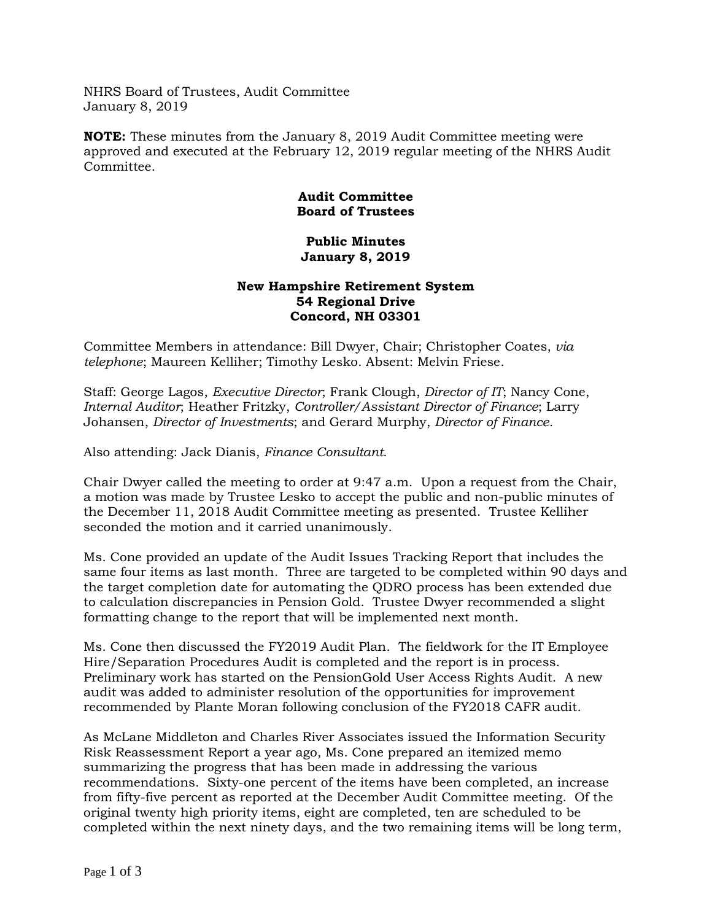NHRS Board of Trustees, Audit Committee
January 8, 2019

**NOTE:** These minutes from the January 8, 2019 Audit Committee meeting were approved and executed at the February 12, 2019 regular meeting of the NHRS Audit Committee.

**Audit Committee**
**Board of Trustees**

**Public Minutes**
**January 8, 2019**

**New Hampshire Retirement System**
**54 Regional Drive**
**Concord, NH 03301**

Committee Members in attendance: Bill Dwyer, Chair; Christopher Coates, *via telephone*; Maureen Kelliher; Timothy Lesko. Absent: Melvin Friese.

Staff: George Lagos, *Executive Director*; Frank Clough, *Director of IT*; Nancy Cone, *Internal Auditor*; Heather Fritzky, *Controller/Assistant Director of Finance*; Larry Johansen, *Director of Investments*; and Gerard Murphy, *Director of Finance.*

Also attending: Jack Dianis, *Finance Consultant*.

Chair Dwyer called the meeting to order at 9:47 a.m. Upon a request from the Chair, a motion was made by Trustee Lesko to accept the public and non-public minutes of the December 11, 2018 Audit Committee meeting as presented. Trustee Kelliher seconded the motion and it carried unanimously.

Ms. Cone provided an update of the Audit Issues Tracking Report that includes the same four items as last month. Three are targeted to be completed within 90 days and the target completion date for automating the QDRO process has been extended due to calculation discrepancies in Pension Gold. Trustee Dwyer recommended a slight formatting change to the report that will be implemented next month.

Ms. Cone then discussed the FY2019 Audit Plan. The fieldwork for the IT Employee Hire/Separation Procedures Audit is completed and the report is in process. Preliminary work has started on the PensionGold User Access Rights Audit. A new audit was added to administer resolution of the opportunities for improvement recommended by Plante Moran following conclusion of the FY2018 CAFR audit.

As McLane Middleton and Charles River Associates issued the Information Security Risk Reassessment Report a year ago, Ms. Cone prepared an itemized memo summarizing the progress that has been made in addressing the various recommendations. Sixty-one percent of the items have been completed, an increase from fifty-five percent as reported at the December Audit Committee meeting. Of the original twenty high priority items, eight are completed, ten are scheduled to be completed within the next ninety days, and the two remaining items will be long term,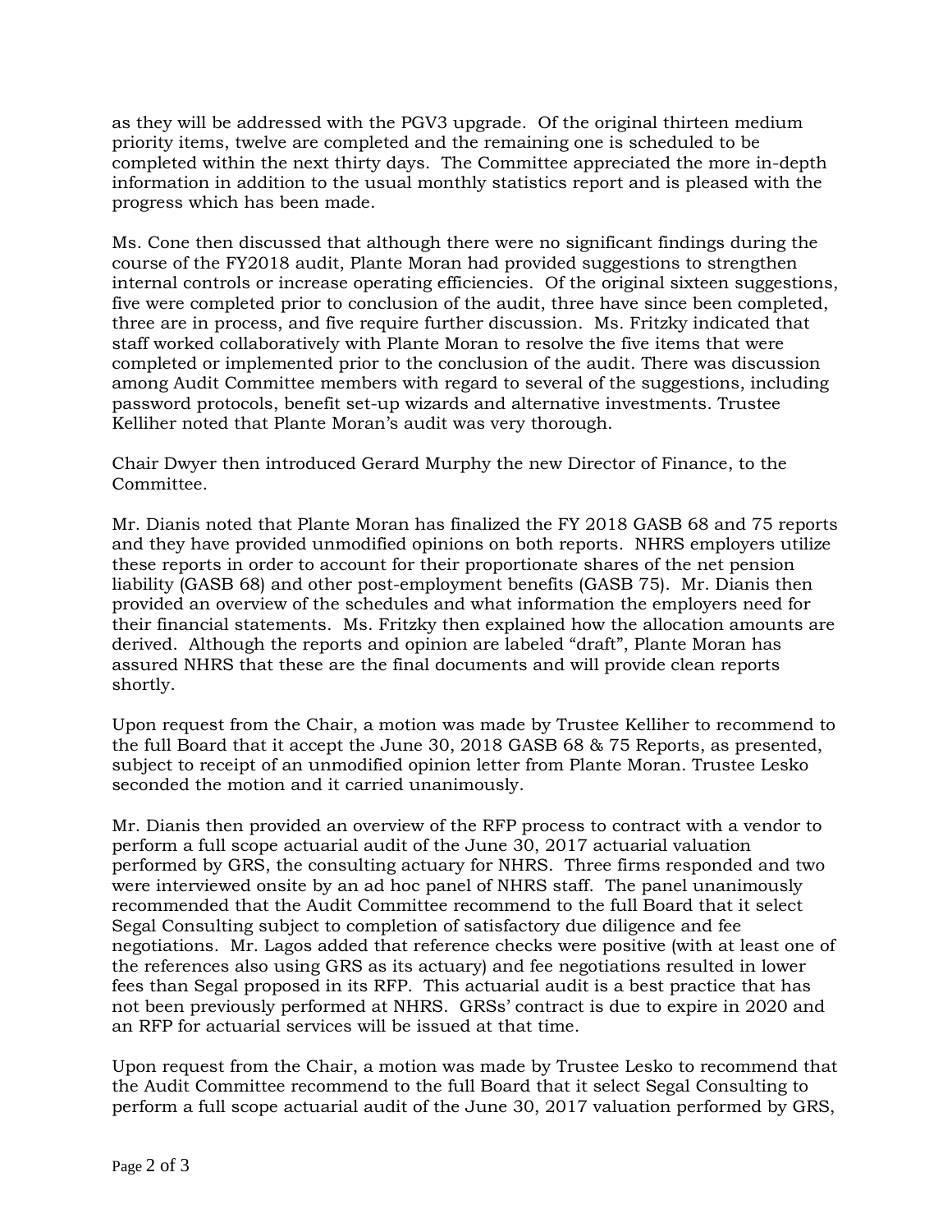as they will be addressed with the PGV3 upgrade. Of the original thirteen medium priority items, twelve are completed and the remaining one is scheduled to be completed within the next thirty days. The Committee appreciated the more in-depth information in addition to the usual monthly statistics report and is pleased with the progress which has been made.

Ms. Cone then discussed that although there were no significant findings during the course of the FY2018 audit, Plante Moran had provided suggestions to strengthen internal controls or increase operating efficiencies. Of the original sixteen suggestions, five were completed prior to conclusion of the audit, three have since been completed, three are in process, and five require further discussion. Ms. Fritzky indicated that staff worked collaboratively with Plante Moran to resolve the five items that were completed or implemented prior to the conclusion of the audit. There was discussion among Audit Committee members with regard to several of the suggestions, including password protocols, benefit set-up wizards and alternative investments. Trustee Kelliher noted that Plante Moran's audit was very thorough.

Chair Dwyer then introduced Gerard Murphy the new Director of Finance, to the Committee.

Mr. Dianis noted that Plante Moran has finalized the FY 2018 GASB 68 and 75 reports and they have provided unmodified opinions on both reports. NHRS employers utilize these reports in order to account for their proportionate shares of the net pension liability (GASB 68) and other post-employment benefits (GASB 75). Mr. Dianis then provided an overview of the schedules and what information the employers need for their financial statements. Ms. Fritzky then explained how the allocation amounts are derived. Although the reports and opinion are labeled "draft", Plante Moran has assured NHRS that these are the final documents and will provide clean reports shortly.

Upon request from the Chair, a motion was made by Trustee Kelliher to recommend to the full Board that it accept the June 30, 2018 GASB 68 & 75 Reports, as presented, subject to receipt of an unmodified opinion letter from Plante Moran. Trustee Lesko seconded the motion and it carried unanimously.

Mr. Dianis then provided an overview of the RFP process to contract with a vendor to perform a full scope actuarial audit of the June 30, 2017 actuarial valuation performed by GRS, the consulting actuary for NHRS. Three firms responded and two were interviewed onsite by an ad hoc panel of NHRS staff. The panel unanimously recommended that the Audit Committee recommend to the full Board that it select Segal Consulting subject to completion of satisfactory due diligence and fee negotiations. Mr. Lagos added that reference checks were positive (with at least one of the references also using GRS as its actuary) and fee negotiations resulted in lower fees than Segal proposed in its RFP. This actuarial audit is a best practice that has not been previously performed at NHRS. GRSs' contract is due to expire in 2020 and an RFP for actuarial services will be issued at that time.

Upon request from the Chair, a motion was made by Trustee Lesko to recommend that the Audit Committee recommend to the full Board that it select Segal Consulting to perform a full scope actuarial audit of the June 30, 2017 valuation performed by GRS,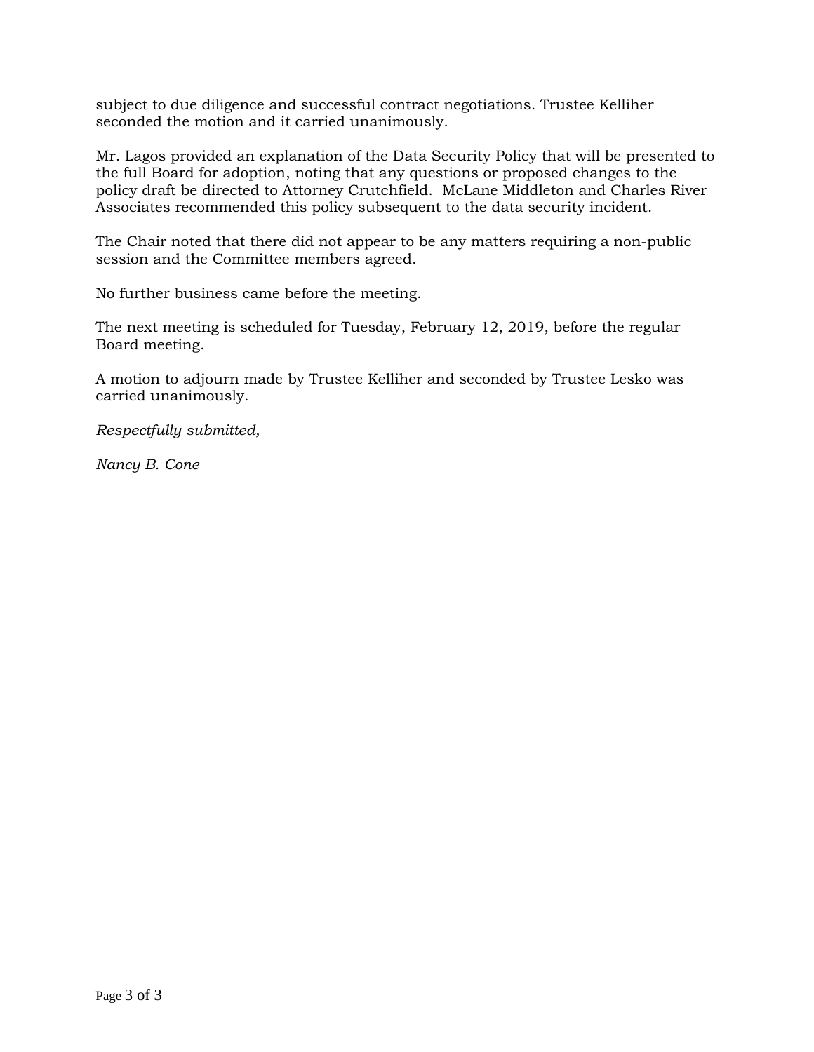subject to due diligence and successful contract negotiations. Trustee Kelliher seconded the motion and it carried unanimously.

Mr. Lagos provided an explanation of the Data Security Policy that will be presented to the full Board for adoption, noting that any questions or proposed changes to the policy draft be directed to Attorney Crutchfield. McLane Middleton and Charles River Associates recommended this policy subsequent to the data security incident.

The Chair noted that there did not appear to be any matters requiring a non-public session and the Committee members agreed.

No further business came before the meeting.

The next meeting is scheduled for Tuesday, February 12, 2019, before the regular Board meeting.

A motion to adjourn made by Trustee Kelliher and seconded by Trustee Lesko was carried unanimously.

*Respectfully submitted,*

*Nancy B. Cone*